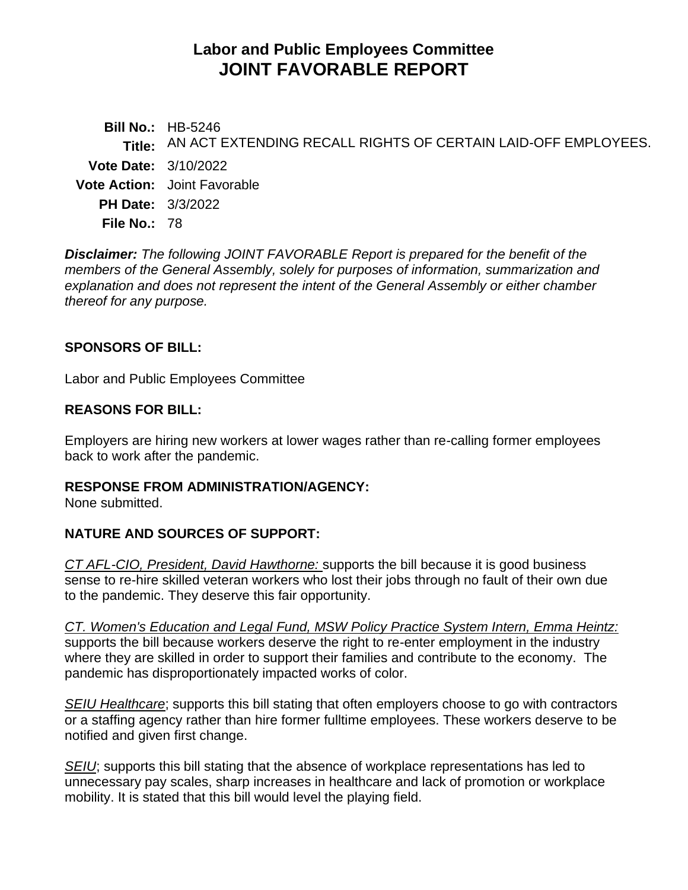# Labor and Public Employees Committee
# JOINT FAVORABLE REPORT

**Bill No.:** HB-5246
**Title:** AN ACT EXTENDING RECALL RIGHTS OF CERTAIN LAID-OFF EMPLOYEES.
**Vote Date:** 3/10/2022
**Vote Action:** Joint Favorable
**PH Date:** 3/3/2022
**File No.:** 78

***Disclaimer:*** *The following JOINT FAVORABLE Report is prepared for the benefit of the members of the General Assembly, solely for purposes of information, summarization and explanation and does not represent the intent of the General Assembly or either chamber thereof for any purpose.*

## SPONSORS OF BILL:

Labor and Public Employees Committee

## REASONS FOR BILL:

Employers are hiring new workers at lower wages rather than re-calling former employees back to work after the pandemic.

## RESPONSE FROM ADMINISTRATION/AGENCY:

None submitted.

## NATURE AND SOURCES OF SUPPORT:

*CT AFL-CIO, President, David Hawthorne:* supports the bill because it is good business sense to re-hire skilled veteran workers who lost their jobs through no fault of their own due to the pandemic. They deserve this fair opportunity.

*CT. Women's Education and Legal Fund, MSW Policy Practice System Intern, Emma Heintz:* supports the bill because workers deserve the right to re-enter employment in the industry where they are skilled in order to support their families and contribute to the economy. The pandemic has disproportionately impacted works of color.

*SEIU Healthcare*; supports this bill stating that often employers choose to go with contractors or a staffing agency rather than hire former fulltime employees. These workers deserve to be notified and given first change.

*SEIU*; supports this bill stating that the absence of workplace representations has led to unnecessary pay scales, sharp increases in healthcare and lack of promotion or workplace mobility. It is stated that this bill would level the playing field.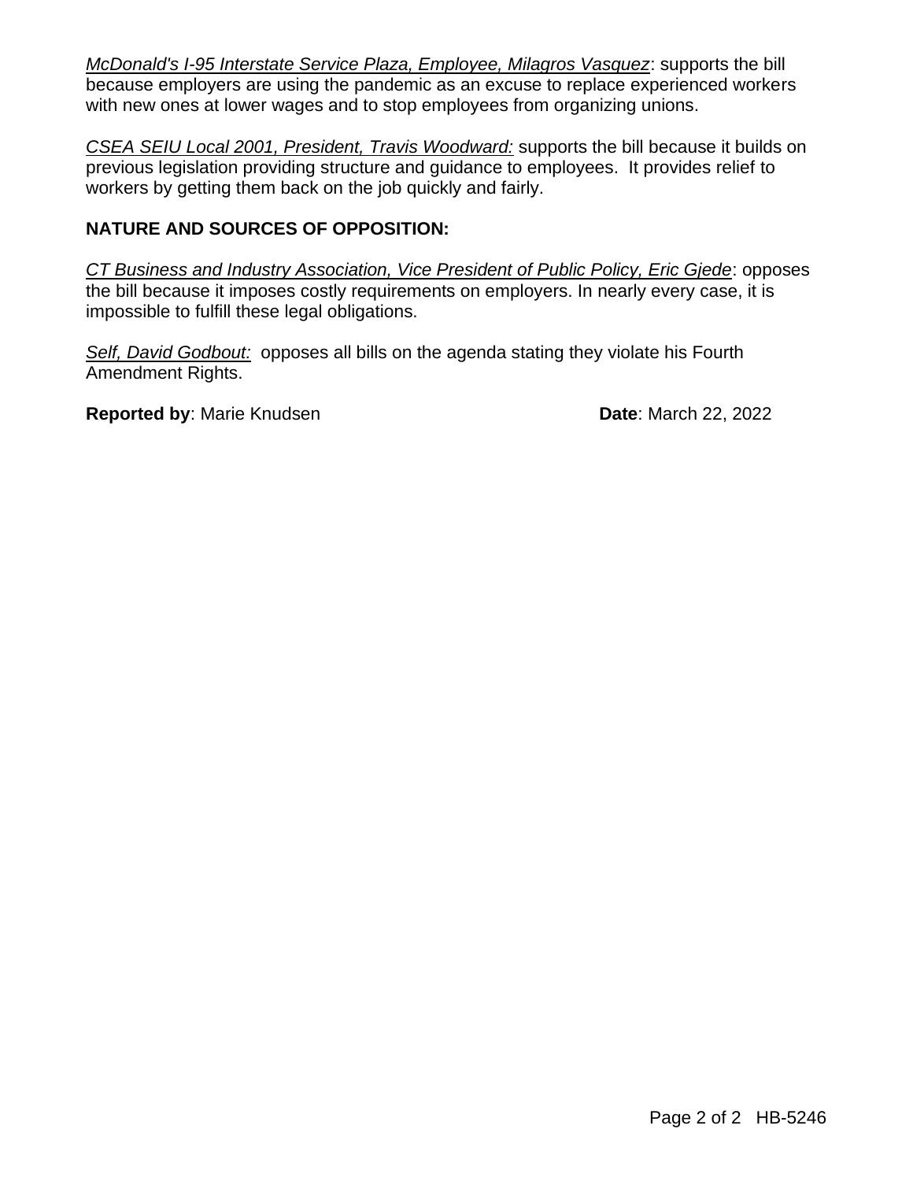*McDonald's I-95 Interstate Service Plaza, Employee, Milagros Vasquez*: supports the bill because employers are using the pandemic as an excuse to replace experienced workers with new ones at lower wages and to stop employees from organizing unions.

*CSEA SEIU Local 2001, President, Travis Woodward:* supports the bill because it builds on previous legislation providing structure and guidance to employees. It provides relief to workers by getting them back on the job quickly and fairly.

**NATURE AND SOURCES OF OPPOSITION:**

*CT Business and Industry Association, Vice President of Public Policy, Eric Gjede*: opposes the bill because it imposes costly requirements on employers. In nearly every case, it is impossible to fulfill these legal obligations.

*Self, David Godbout:* opposes all bills on the agenda stating they violate his Fourth Amendment Rights.

**Reported by**: Marie Knudsen **Date**: March 22, 2022